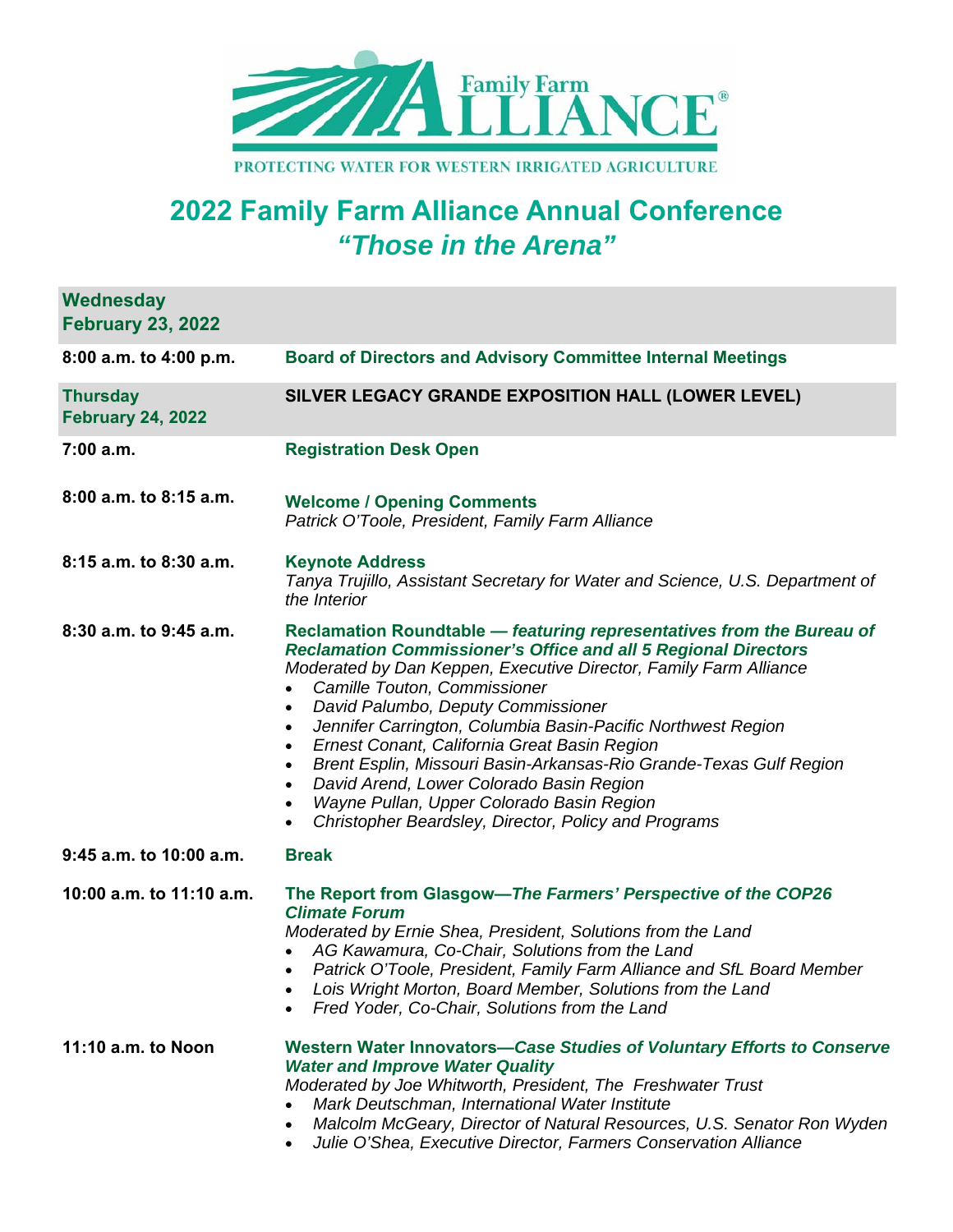Family Farm ALLIANCE®

PROTECTING WATER FOR WESTERN IRRIGATED AGRICULTURE

# 2022 Family Farm Alliance Annual Conference
## *"Those in the Arena"*

**Wednesday February 23, 2022**

**8:00 a.m. to 4:00 p.m.** — **Board of Directors and Advisory Committee Internal Meetings**

**Thursday February 24, 2022** — **SILVER LEGACY GRANDE EXPOSITION HALL (LOWER LEVEL)**

**7:00 a.m.** — **Registration Desk Open**

**8:00 a.m. to 8:15 a.m.** — **Welcome / Opening Comments**
*Patrick O'Toole, President, Family Farm Alliance*

**8:15 a.m. to 8:30 a.m.** — **Keynote Address**
*Tanya Trujillo, Assistant Secretary for Water and Science, U.S. Department of the Interior*

**8:30 a.m. to 9:45 a.m.** — **Reclamation Roundtable — *featuring representatives from the Bureau of Reclamation Commissioner's Office and all 5 Regional Directors***
*Moderated by Dan Keppen, Executive Director, Family Farm Alliance*

- *Camille Touton, Commissioner*
- *David Palumbo, Deputy Commissioner*
- *Jennifer Carrington, Columbia Basin-Pacific Northwest Region*
- *Ernest Conant, California Great Basin Region*
- *Brent Esplin, Missouri Basin-Arkansas-Rio Grande-Texas Gulf Region*
- *David Arend, Lower Colorado Basin Region*
- *Wayne Pullan, Upper Colorado Basin Region*
- *Christopher Beardsley, Director, Policy and Programs*

**9:45 a.m. to 10:00 a.m.** — **Break**

**10:00 a.m. to 11:10 a.m.** — **The Report from Glasgow—*The Farmers' Perspective of the COP26 Climate Forum***
*Moderated by Ernie Shea, President, Solutions from the Land*

- *AG Kawamura, Co-Chair, Solutions from the Land*
- *Patrick O'Toole, President, Family Farm Alliance and SfL Board Member*
- *Lois Wright Morton, Board Member, Solutions from the Land*
- *Fred Yoder, Co-Chair, Solutions from the Land*

**11:10 a.m. to Noon** — **Western Water Innovators—*Case Studies of Voluntary Efforts to Conserve Water and Improve Water Quality***
*Moderated by Joe Whitworth, President, The Freshwater Trust*

- *Mark Deutschman, International Water Institute*
- *Malcolm McGeary, Director of Natural Resources, U.S. Senator Ron Wyden*
- *Julie O'Shea, Executive Director, Farmers Conservation Alliance*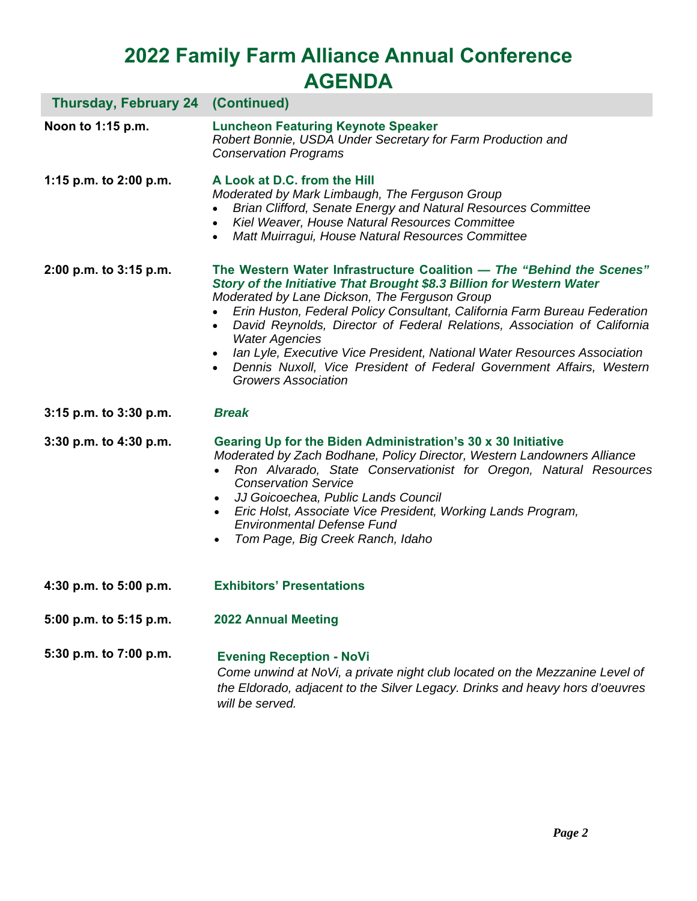# 2022 Family Farm Alliance Annual Conference AGENDA

## Thursday, February 24 (Continued)

**Noon to 1:15 p.m.**

**Luncheon Featuring Keynote Speaker**
*Robert Bonnie, USDA Under Secretary for Farm Production and Conservation Programs*

**1:15 p.m. to 2:00 p.m.**

**A Look at D.C. from the Hill**
*Moderated by Mark Limbaugh, The Ferguson Group*

- *Brian Clifford, Senate Energy and Natural Resources Committee*
- *Kiel Weaver, House Natural Resources Committee*
- *Matt Muirragui, House Natural Resources Committee*

**2:00 p.m. to 3:15 p.m.**

**The Western Water Infrastructure Coalition — *The "Behind the Scenes" Story of the Initiative That Brought $8.3 Billion for Western Water***
*Moderated by Lane Dickson, The Ferguson Group*

- *Erin Huston, Federal Policy Consultant, California Farm Bureau Federation*
- *David Reynolds, Director of Federal Relations, Association of California Water Agencies*
- *Ian Lyle, Executive Vice President, National Water Resources Association*
- *Dennis Nuxoll, Vice President of Federal Government Affairs, Western Growers Association*

**3:15 p.m. to 3:30 p.m.**

***Break***

**3:30 p.m. to 4:30 p.m.**

**Gearing Up for the Biden Administration's 30 x 30 Initiative**
*Moderated by Zach Bodhane, Policy Director, Western Landowners Alliance*

- *Ron Alvarado, State Conservationist for Oregon, Natural Resources Conservation Service*
- *JJ Goicoechea, Public Lands Council*
- *Eric Holst, Associate Vice President, Working Lands Program, Environmental Defense Fund*
- *Tom Page, Big Creek Ranch, Idaho*

**4:30 p.m. to 5:00 p.m.**

**Exhibitors' Presentations**

**5:00 p.m. to 5:15 p.m.**

**2022 Annual Meeting**

**5:30 p.m. to 7:00 p.m.**

**Evening Reception - NoVi**
*Come unwind at NoVi, a private night club located on the Mezzanine Level of the Eldorado, adjacent to the Silver Legacy. Drinks and heavy hors d'oeuvres will be served.*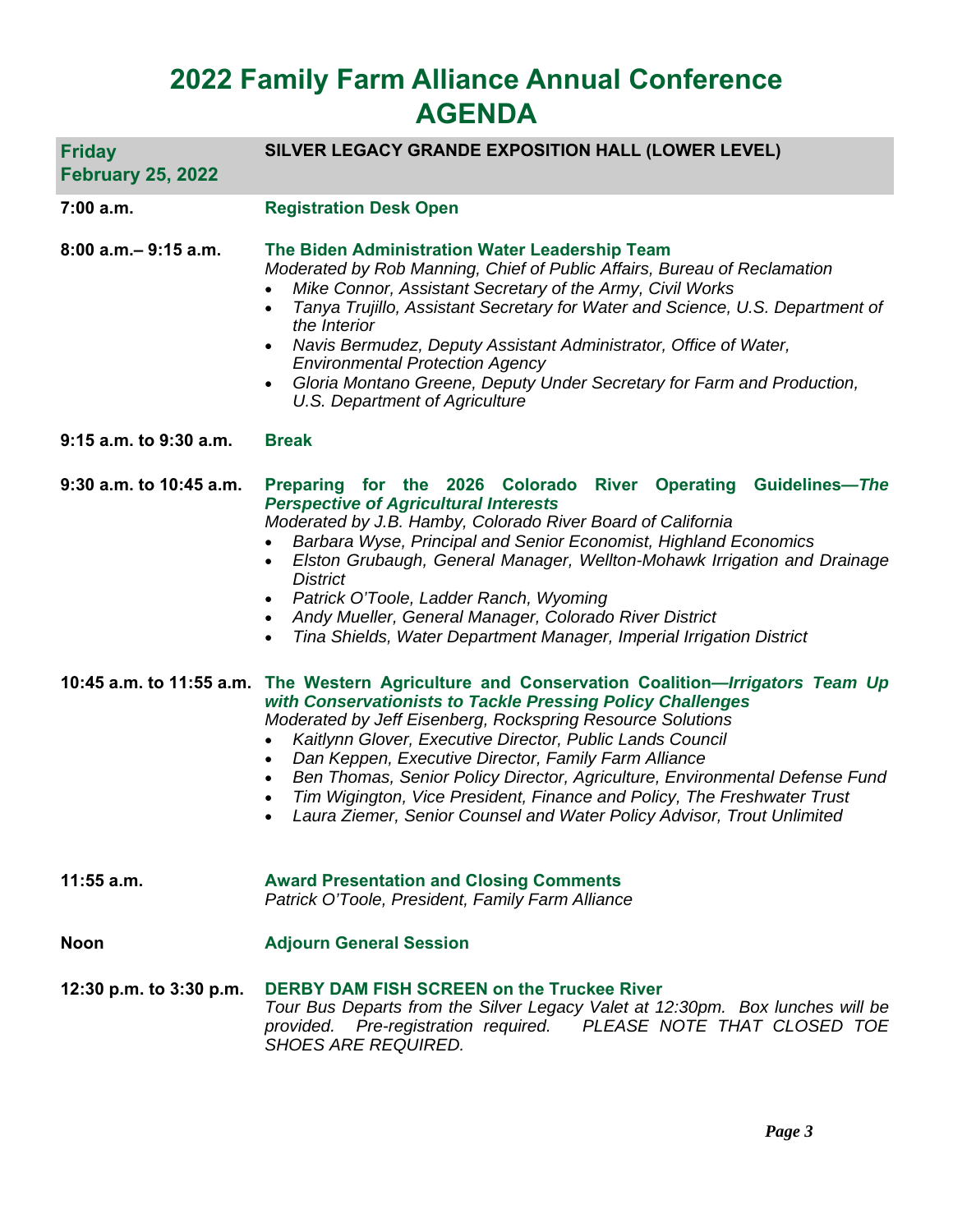# 2022 Family Farm Alliance Annual Conference AGENDA

| | |
|---|---|
| **Friday February 25, 2022** | **SILVER LEGACY GRANDE EXPOSITION HALL (LOWER LEVEL)** |
| **7:00 a.m.** | **Registration Desk Open** |
| **8:00 a.m.– 9:15 a.m.** | **The Biden Administration Water Leadership Team**<br>*Moderated by Rob Manning, Chief of Public Affairs, Bureau of Reclamation*<br>• *Mike Connor, Assistant Secretary of the Army, Civil Works*<br>• *Tanya Trujillo, Assistant Secretary for Water and Science, U.S. Department of the Interior*<br>• *Navis Bermudez, Deputy Assistant Administrator, Office of Water, Environmental Protection Agency*<br>• *Gloria Montano Greene, Deputy Under Secretary for Farm and Production, U.S. Department of Agriculture* |
| **9:15 a.m. to 9:30 a.m.** | **Break** |
| **9:30 a.m. to 10:45 a.m.** | **Preparing for the 2026 Colorado River Operating Guidelines—*The Perspective of Agricultural Interests***<br>*Moderated by J.B. Hamby, Colorado River Board of California*<br>• *Barbara Wyse, Principal and Senior Economist, Highland Economics*<br>• *Elston Grubaugh, General Manager, Wellton-Mohawk Irrigation and Drainage District*<br>• *Patrick O'Toole, Ladder Ranch, Wyoming*<br>• *Andy Mueller, General Manager, Colorado River District*<br>• *Tina Shields, Water Department Manager, Imperial Irrigation District* |
| **10:45 a.m. to 11:55 a.m.** | **The Western Agriculture and Conservation Coalition—*Irrigators Team Up with Conservationists to Tackle Pressing Policy Challenges***<br>*Moderated by Jeff Eisenberg, Rockspring Resource Solutions*<br>• *Kaitlynn Glover, Executive Director, Public Lands Council*<br>• *Dan Keppen, Executive Director, Family Farm Alliance*<br>• *Ben Thomas, Senior Policy Director, Agriculture, Environmental Defense Fund*<br>• *Tim Wigington, Vice President, Finance and Policy, The Freshwater Trust*<br>• *Laura Ziemer, Senior Counsel and Water Policy Advisor, Trout Unlimited* |
| **11:55 a.m.** | **Award Presentation and Closing Comments**<br>*Patrick O'Toole, President, Family Farm Alliance* |
| **Noon** | **Adjourn General Session** |
| **12:30 p.m. to 3:30 p.m.** | **DERBY DAM FISH SCREEN on the Truckee River**<br>*Tour Bus Departs from the Silver Legacy Valet at 12:30pm. Box lunches will be provided. Pre-registration required. PLEASE NOTE THAT CLOSED TOE SHOES ARE REQUIRED.* |